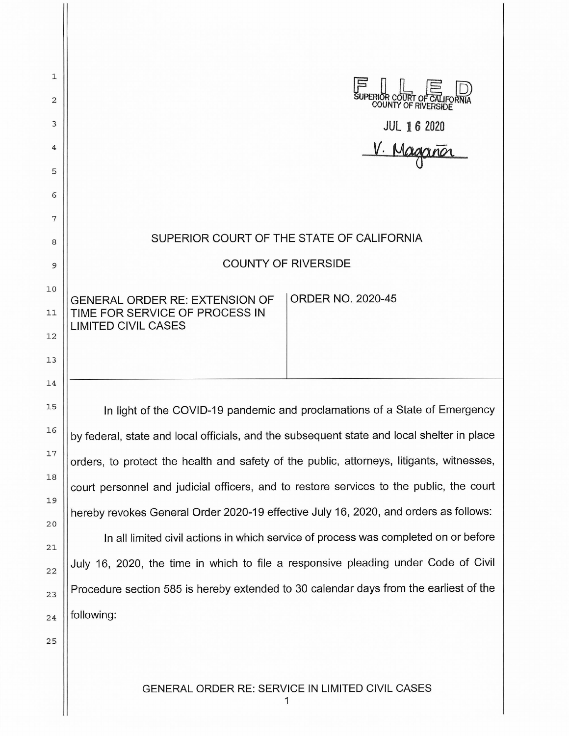FILED
SUPERIOR COURT OF CALIFORNIA
COUNTY OF RIVERSIDE

JUL 16 2020

V. Magaña

SUPERIOR COURT OF THE STATE OF CALIFORNIA

COUNTY OF RIVERSIDE

| GENERAL ORDER RE: EXTENSION OF TIME FOR SERVICE OF PROCESS IN LIMITED CIVIL CASES | ORDER NO. 2020-45 |
|---|---|

In light of the COVID-19 pandemic and proclamations of a State of Emergency by federal, state and local officials, and the subsequent state and local shelter in place orders, to protect the health and safety of the public, attorneys, litigants, witnesses, court personnel and judicial officers, and to restore services to the public, the court hereby revokes General Order 2020-19 effective July 16, 2020, and orders as follows:

In all limited civil actions in which service of process was completed on or before July 16, 2020, the time in which to file a responsive pleading under Code of Civil Procedure section 585 is hereby extended to 30 calendar days from the earliest of the following: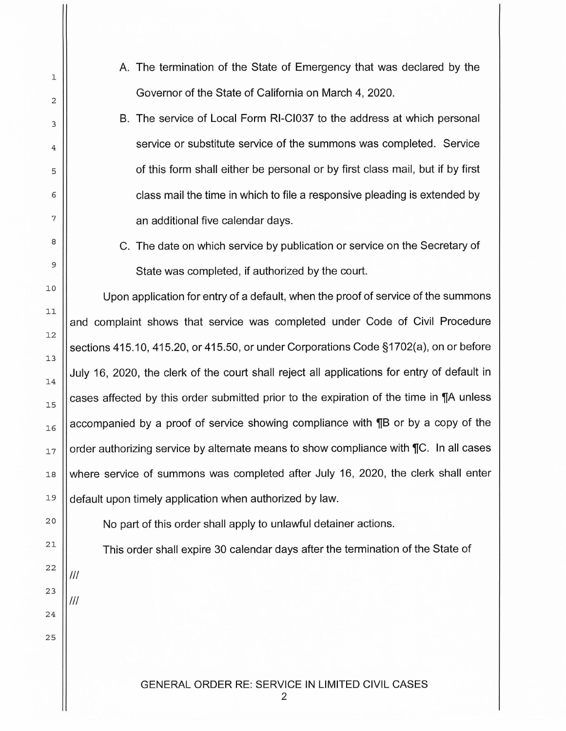A. The termination of the State of Emergency that was declared by the Governor of the State of California on March 4, 2020.

B. The service of Local Form RI-CI037 to the address at which personal service or substitute service of the summons was completed. Service of this form shall either be personal or by first class mail, but if by first class mail the time in which to file a responsive pleading is extended by an additional five calendar days.

C. The date on which service by publication or service on the Secretary of State was completed, if authorized by the court.

Upon application for entry of a default, when the proof of service of the summons and complaint shows that service was completed under Code of Civil Procedure sections 415.10, 415.20, or 415.50, or under Corporations Code §1702(a), on or before July 16, 2020, the clerk of the court shall reject all applications for entry of default in cases affected by this order submitted prior to the expiration of the time in ¶A unless accompanied by a proof of service showing compliance with ¶B or by a copy of the order authorizing service by alternate means to show compliance with ¶C. In all cases where service of summons was completed after July 16, 2020, the clerk shall enter default upon timely application when authorized by law.

No part of this order shall apply to unlawful detainer actions.

This order shall expire 30 calendar days after the termination of the State of

///

///

GENERAL ORDER RE: SERVICE IN LIMITED CIVIL CASES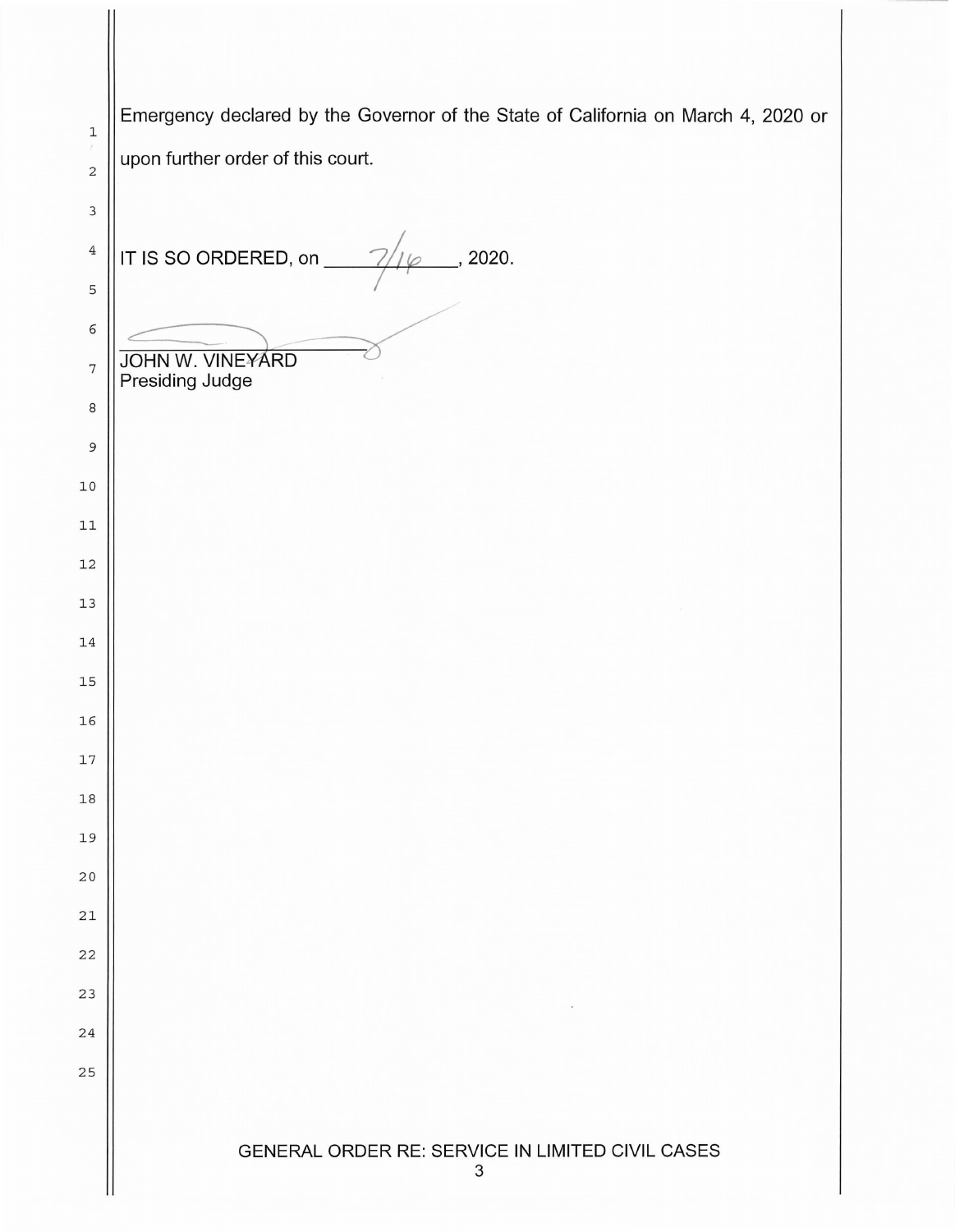Emergency declared by the Governor of the State of California on March 4, 2020 or upon further order of this court.

IT IS SO ORDERED, on 7/16, 2020.

JOHN W. VINEYARD
Presiding Judge

GENERAL ORDER RE: SERVICE IN LIMITED CIVIL CASES